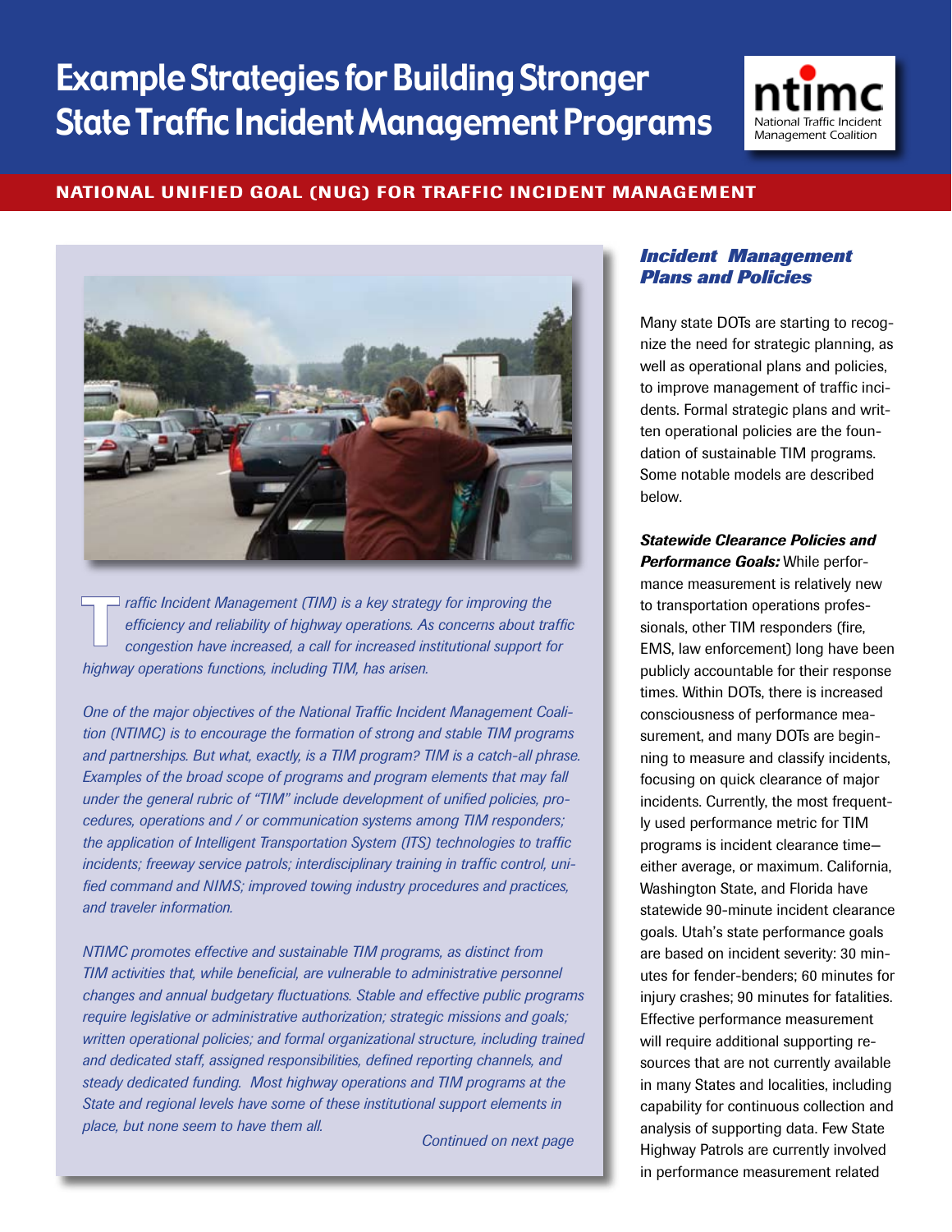# Example Strategies for Building Stronger State Traffic Incident Management Programs

ntimc National Traffic Incident Management Coalition

## NATIONAL UNIFIED GOAL (NUG) FOR TRAFFIC INCIDENT MANAGEMENT

*Traffic Incident Management (TIM) is a key strategy for improving the efficiency and reliability of highway operations. As concerns about traffic congestion have increased, a call for increased institutional support for highway operations functions, including TIM, has arisen.*

*One of the major objectives of the National Traffic Incident Management Coalition (NTIMC) is to encourage the formation of strong and stable TIM programs and partnerships. But what, exactly, is a TIM program? TIM is a catch-all phrase. Examples of the broad scope of programs and program elements that may fall under the general rubric of "TIM" include development of unified policies, procedures, operations and / or communication systems among TIM responders; the application of Intelligent Transportation System (ITS) technologies to traffic incidents; freeway service patrols; interdisciplinary training in traffic control, unified command and NIMS; improved towing industry procedures and practices, and traveler information.*

*NTIMC promotes effective and sustainable TIM programs, as distinct from TIM activities that, while beneficial, are vulnerable to administrative personnel changes and annual budgetary fluctuations. Stable and effective public programs require legislative or administrative authorization; strategic missions and goals; written operational policies; and formal organizational structure, including trained and dedicated staff, assigned responsibilities, defined reporting channels, and steady dedicated funding. Most highway operations and TIM programs at the State and regional levels have some of these institutional support elements in place, but none seem to have them all.*

*Continued on next page*

### *Incident Management Plans and Policies*

Many state DOTs are starting to recognize the need for strategic planning, as well as operational plans and policies, to improve management of traffic incidents. Formal strategic plans and written operational policies are the foundation of sustainable TIM programs. Some notable models are described below.

***Statewide Clearance Policies and Performance Goals:*** While performance measurement is relatively new to transportation operations professionals, other TIM responders (fire, EMS, law enforcement) long have been publicly accountable for their response times. Within DOTs, there is increased consciousness of performance measurement, and many DOTs are beginning to measure and classify incidents, focusing on quick clearance of major incidents. Currently, the most frequently used performance metric for TIM programs is incident clearance time—either average, or maximum. California, Washington State, and Florida have statewide 90-minute incident clearance goals. Utah's state performance goals are based on incident severity: 30 minutes for fender-benders; 60 minutes for injury crashes; 90 minutes for fatalities. Effective performance measurement will require additional supporting resources that are not currently available in many States and localities, including capability for continuous collection and analysis of supporting data. Few State Highway Patrols are currently involved in performance measurement related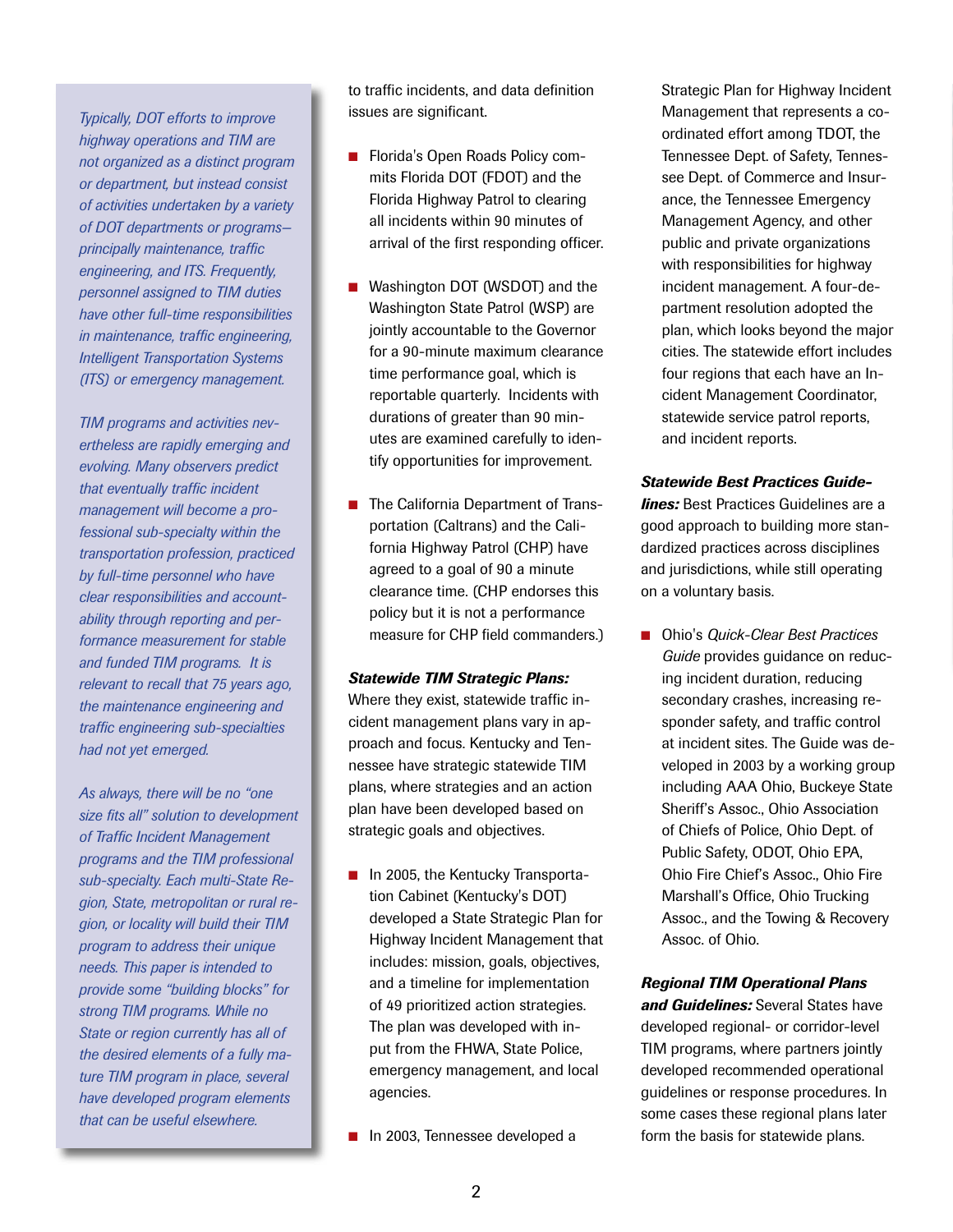*Typically, DOT efforts to improve highway operations and TIM are not organized as a distinct program or department, but instead consist of activities undertaken by a variety of DOT departments or programs–principally maintenance, traffic engineering, and ITS. Frequently, personnel assigned to TIM duties have other full-time responsibilities in maintenance, traffic engineering, Intelligent Transportation Systems (ITS) or emergency management.*

*TIM programs and activities nevertheless are rapidly emerging and evolving. Many observers predict that eventually traffic incident management will become a professional sub-specialty within the transportation profession, practiced by full-time personnel who have clear responsibilities and accountability through reporting and performance measurement for stable and funded TIM programs. It is relevant to recall that 75 years ago, the maintenance engineering and traffic engineering sub-specialties had not yet emerged.*

*As always, there will be no "one size fits all" solution to development of Traffic Incident Management programs and the TIM professional sub-specialty. Each multi-State Region, State, metropolitan or rural region, or locality will build their TIM program to address their unique needs. This paper is intended to provide some "building blocks" for strong TIM programs. While no State or region currently has all of the desired elements of a fully mature TIM program in place, several have developed program elements that can be useful elsewhere.*

to traffic incidents, and data definition issues are significant.

- Florida's Open Roads Policy commits Florida DOT (FDOT) and the Florida Highway Patrol to clearing all incidents within 90 minutes of arrival of the first responding officer.

- Washington DOT (WSDOT) and the Washington State Patrol (WSP) are jointly accountable to the Governor for a 90-minute maximum clearance time performance goal, which is reportable quarterly. Incidents with durations of greater than 90 minutes are examined carefully to identify opportunities for improvement.

- The California Department of Transportation (Caltrans) and the California Highway Patrol (CHP) have agreed to a goal of 90 a minute clearance time. (CHP endorses this policy but it is not a performance measure for CHP field commanders.)

***Statewide TIM Strategic Plans:*** Where they exist, statewide traffic incident management plans vary in approach and focus. Kentucky and Tennessee have strategic statewide TIM plans, where strategies and an action plan have been developed based on strategic goals and objectives.

- In 2005, the Kentucky Transportation Cabinet (Kentucky's DOT) developed a State Strategic Plan for Highway Incident Management that includes: mission, goals, objectives, and a timeline for implementation of 49 prioritized action strategies. The plan was developed with input from the FHWA, State Police, emergency management, and local agencies.

- In 2003, Tennessee developed a Strategic Plan for Highway Incident Management that represents a co-ordinated effort among TDOT, the Tennessee Dept. of Safety, Tennessee Dept. of Commerce and Insurance, the Tennessee Emergency Management Agency, and other public and private organizations with responsibilities for highway incident management. A four-department resolution adopted the plan, which looks beyond the major cities. The statewide effort includes four regions that each have an Incident Management Coordinator, statewide service patrol reports, and incident reports.

***Statewide Best Practices Guidelines:*** Best Practices Guidelines are a good approach to building more standardized practices across disciplines and jurisdictions, while still operating on a voluntary basis.

- Ohio's *Quick-Clear Best Practices Guide* provides guidance on reducing incident duration, reducing secondary crashes, increasing responder safety, and traffic control at incident sites. The Guide was developed in 2003 by a working group including AAA Ohio, Buckeye State Sheriff's Assoc., Ohio Association of Chiefs of Police, Ohio Dept. of Public Safety, ODOT, Ohio EPA, Ohio Fire Chief's Assoc., Ohio Fire Marshall's Office, Ohio Trucking Assoc., and the Towing & Recovery Assoc. of Ohio.

***Regional TIM Operational Plans and Guidelines:*** Several States have developed regional- or corridor-level TIM programs, where partners jointly developed recommended operational guidelines or response procedures. In some cases these regional plans later form the basis for statewide plans.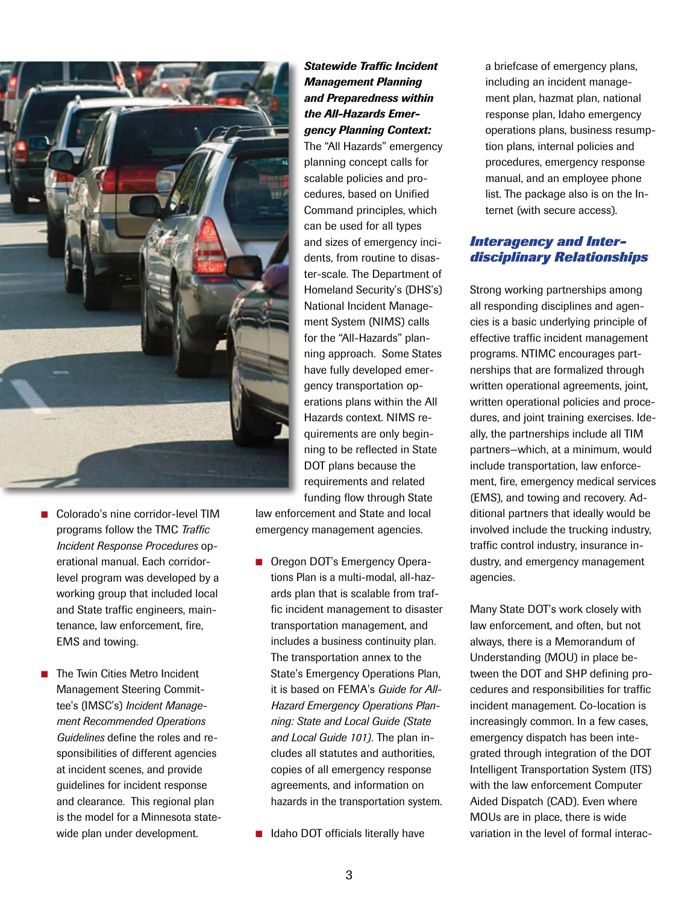- Colorado's nine corridor-level TIM programs follow the TMC *Traffic Incident Response Procedures* operational manual. Each corridor-level program was developed by a working group that included local and State traffic engineers, maintenance, law enforcement, fire, EMS and towing.

- The Twin Cities Metro Incident Management Steering Committee's (IMSC's) *Incident Management Recommended Operations Guidelines* define the roles and responsibilities of different agencies at incident scenes, and provide guidelines for incident response and clearance. This regional plan is the model for a Minnesota statewide plan under development.

***Statewide Traffic Incident Management Planning and Preparedness within the All-Hazards Emergency Planning Context:*** The "All Hazards" emergency planning concept calls for scalable policies and procedures, based on Unified Command principles, which can be used for all types and sizes of emergency incidents, from routine to disaster-scale. The Department of Homeland Security's (DHS's) National Incident Management System (NIMS) calls for the "All-Hazards" planning approach. Some States have fully developed emergency transportation operations plans within the All Hazards context. NIMS requirements are only beginning to be reflected in State DOT plans because the requirements and related funding flow through State law enforcement and State and local emergency management agencies.

- Oregon DOT's Emergency Operations Plan is a multi-modal, all-hazards plan that is scalable from traffic incident management to disaster transportation management, and includes a business continuity plan. The transportation annex to the State's Emergency Operations Plan, it is based on FEMA's *Guide for All-Hazard Emergency Operations Planning: State and Local Guide (State and Local Guide 101).* The plan includes all statutes and authorities, copies of all emergency response agreements, and information on hazards in the transportation system.

- Idaho DOT officials literally have a briefcase of emergency plans, including an incident management plan, hazmat plan, national response plan, Idaho emergency operations plans, business resumption plans, internal policies and procedures, emergency response manual, and an employee phone list. The package also is on the Internet (with secure access).

## Interagency and Interdisciplinary Relationships

Strong working partnerships among all responding disciplines and agencies is a basic underlying principle of effective traffic incident management programs. NTIMC encourages partnerships that are formalized through written operational agreements, joint, written operational policies and procedures, and joint training exercises. Ideally, the partnerships include all TIM partners—which, at a minimum, would include transportation, law enforcement, fire, emergency medical services (EMS), and towing and recovery. Additional partners that ideally would be involved include the trucking industry, traffic control industry, insurance industry, and emergency management agencies.

Many State DOT's work closely with law enforcement, and often, but not always, there is a Memorandum of Understanding (MOU) in place between the DOT and SHP defining procedures and responsibilities for traffic incident management. Co-location is increasingly common. In a few cases, emergency dispatch has been integrated through integration of the DOT Intelligent Transportation System (ITS) with the law enforcement Computer Aided Dispatch (CAD). Even where MOUs are in place, there is wide variation in the level of formal interac-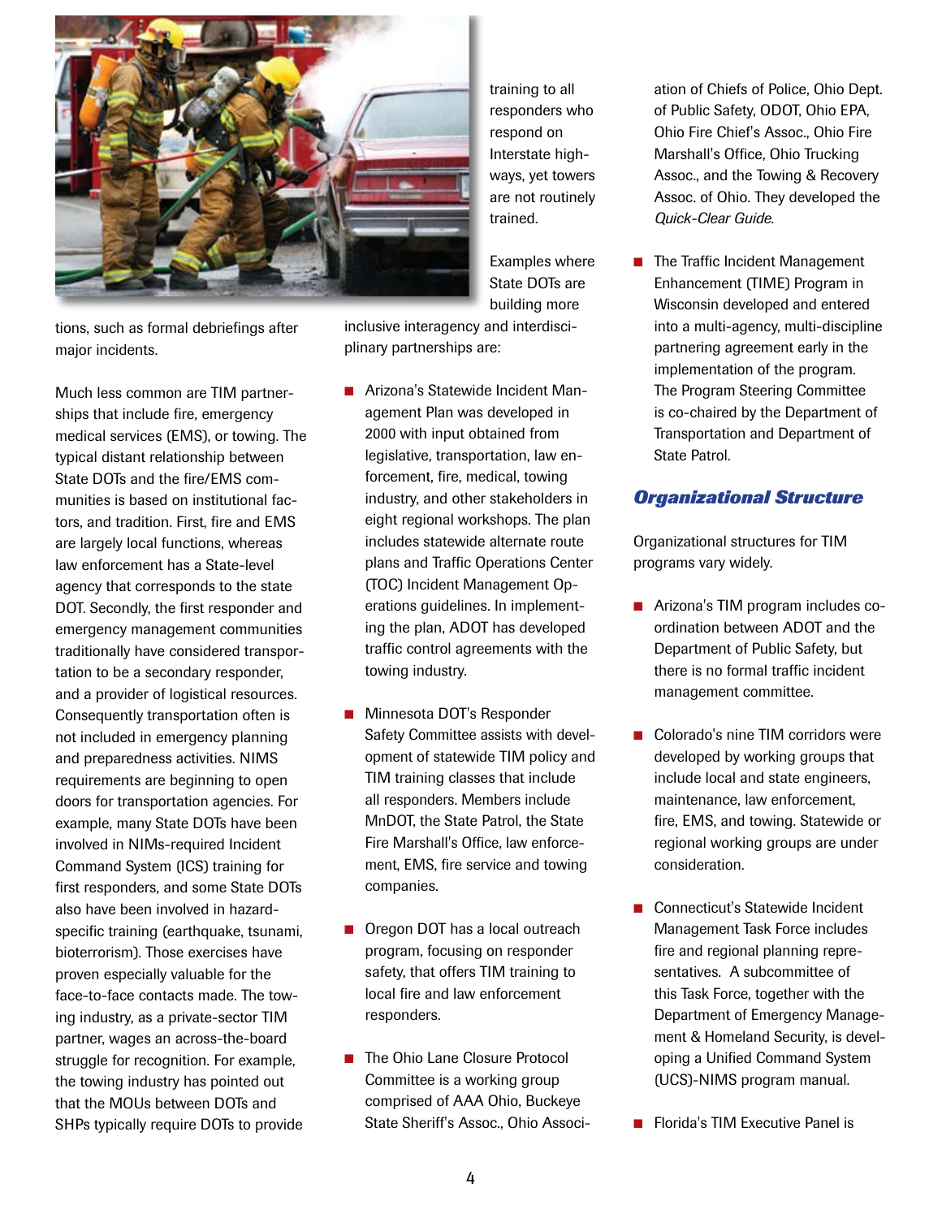tions, such as formal debriefings after major incidents.

Much less common are TIM partnerships that include fire, emergency medical services (EMS), or towing. The typical distant relationship between State DOTs and the fire/EMS communities is based on institutional factors, and tradition. First, fire and EMS are largely local functions, whereas law enforcement has a State-level agency that corresponds to the state DOT. Secondly, the first responder and emergency management communities traditionally have considered transportation to be a secondary responder, and a provider of logistical resources. Consequently transportation often is not included in emergency planning and preparedness activities. NIMS requirements are beginning to open doors for transportation agencies. For example, many State DOTs have been involved in NIMs-required Incident Command System (ICS) training for first responders, and some State DOTs also have been involved in hazard-specific training (earthquake, tsunami, bioterrorism). Those exercises have proven especially valuable for the face-to-face contacts made. The towing industry, as a private-sector TIM partner, wages an across-the-board struggle for recognition. For example, the towing industry has pointed out that the MOUs between DOTs and SHPs typically require DOTs to provide training to all responders who respond on Interstate highways, yet towers are not routinely trained.

Examples where State DOTs are building more inclusive interagency and interdisciplinary partnerships are:

- Arizona's Statewide Incident Management Plan was developed in 2000 with input obtained from legislative, transportation, law enforcement, fire, medical, towing industry, and other stakeholders in eight regional workshops. The plan includes statewide alternate route plans and Traffic Operations Center (TOC) Incident Management Operations guidelines. In implementing the plan, ADOT has developed traffic control agreements with the towing industry.
- Minnesota DOT's Responder Safety Committee assists with development of statewide TIM policy and TIM training classes that include all responders. Members include MnDOT, the State Patrol, the State Fire Marshall's Office, law enforcement, EMS, fire service and towing companies.
- Oregon DOT has a local outreach program, focusing on responder safety, that offers TIM training to local fire and law enforcement responders.
- The Ohio Lane Closure Protocol Committee is a working group comprised of AAA Ohio, Buckeye State Sheriff's Assoc., Ohio Association of Chiefs of Police, Ohio Dept. of Public Safety, ODOT, Ohio EPA, Ohio Fire Chief's Assoc., Ohio Fire Marshall's Office, Ohio Trucking Assoc., and the Towing & Recovery Assoc. of Ohio. They developed the *Quick-Clear Guide.*
- The Traffic Incident Management Enhancement (TIME) Program in Wisconsin developed and entered into a multi-agency, multi-discipline partnering agreement early in the implementation of the program. The Program Steering Committee is co-chaired by the Department of Transportation and Department of State Patrol.

## *Organizational Structure*

Organizational structures for TIM programs vary widely.

- Arizona's TIM program includes coordination between ADOT and the Department of Public Safety, but there is no formal traffic incident management committee.
- Colorado's nine TIM corridors were developed by working groups that include local and state engineers, maintenance, law enforcement, fire, EMS, and towing. Statewide or regional working groups are under consideration.
- Connecticut's Statewide Incident Management Task Force includes fire and regional planning representatives. A subcommittee of this Task Force, together with the Department of Emergency Management & Homeland Security, is developing a Unified Command System (UCS)-NIMS program manual.
- Florida's TIM Executive Panel is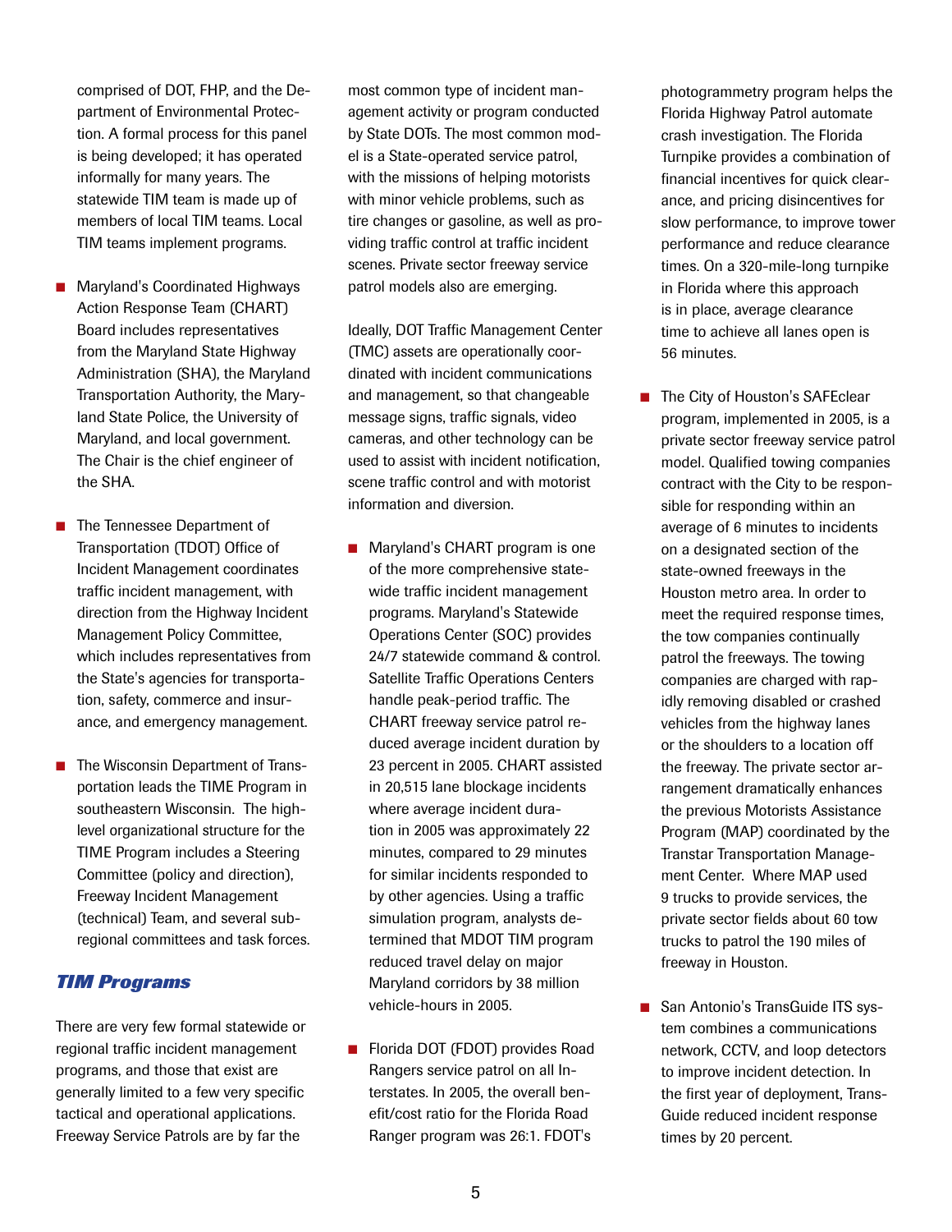comprised of DOT, FHP, and the Department of Environmental Protection. A formal process for this panel is being developed; it has operated informally for many years. The statewide TIM team is made up of members of local TIM teams. Local TIM teams implement programs.

- Maryland's Coordinated Highways Action Response Team (CHART) Board includes representatives from the Maryland State Highway Administration (SHA), the Maryland Transportation Authority, the Maryland State Police, the University of Maryland, and local government. The Chair is the chief engineer of the SHA.

- The Tennessee Department of Transportation (TDOT) Office of Incident Management coordinates traffic incident management, with direction from the Highway Incident Management Policy Committee, which includes representatives from the State's agencies for transportation, safety, commerce and insurance, and emergency management.

- The Wisconsin Department of Transportation leads the TIME Program in southeastern Wisconsin. The high-level organizational structure for the TIME Program includes a Steering Committee (policy and direction), Freeway Incident Management (technical) Team, and several sub-regional committees and task forces.

## *TIM Programs*

There are very few formal statewide or regional traffic incident management programs, and those that exist are generally limited to a few very specific tactical and operational applications. Freeway Service Patrols are by far the most common type of incident management activity or program conducted by State DOTs. The most common model is a State-operated service patrol, with the missions of helping motorists with minor vehicle problems, such as tire changes or gasoline, as well as providing traffic control at traffic incident scenes. Private sector freeway service patrol models also are emerging.

Ideally, DOT Traffic Management Center (TMC) assets are operationally coordinated with incident communications and management, so that changeable message signs, traffic signals, video cameras, and other technology can be used to assist with incident notification, scene traffic control and with motorist information and diversion.

- Maryland's CHART program is one of the more comprehensive statewide traffic incident management programs. Maryland's Statewide Operations Center (SOC) provides 24/7 statewide command & control. Satellite Traffic Operations Centers handle peak-period traffic. The CHART freeway service patrol reduced average incident duration by 23 percent in 2005. CHART assisted in 20,515 lane blockage incidents where average incident duration in 2005 was approximately 22 minutes, compared to 29 minutes for similar incidents responded to by other agencies. Using a traffic simulation program, analysts determined that MDOT TIM program reduced travel delay on major Maryland corridors by 38 million vehicle-hours in 2005.

- Florida DOT (FDOT) provides Road Rangers service patrol on all Interstates. In 2005, the overall benefit/cost ratio for the Florida Road Ranger program was 26:1. FDOT's photogrammetry program helps the Florida Highway Patrol automate crash investigation. The Florida Turnpike provides a combination of financial incentives for quick clearance, and pricing disincentives for slow performance, to improve tower performance and reduce clearance times. On a 320-mile-long turnpike in Florida where this approach is in place, average clearance time to achieve all lanes open is 56 minutes.

- The City of Houston's SAFEclear program, implemented in 2005, is a private sector freeway service patrol model. Qualified towing companies contract with the City to be responsible for responding within an average of 6 minutes to incidents on a designated section of the state-owned freeways in the Houston metro area. In order to meet the required response times, the tow companies continually patrol the freeways. The towing companies are charged with rapidly removing disabled or crashed vehicles from the highway lanes or the shoulders to a location off the freeway. The private sector arrangement dramatically enhances the previous Motorists Assistance Program (MAP) coordinated by the Transtar Transportation Management Center. Where MAP used 9 trucks to provide services, the private sector fields about 60 tow trucks to patrol the 190 miles of freeway in Houston.

- San Antonio's TransGuide ITS system combines a communications network, CCTV, and loop detectors to improve incident detection. In the first year of deployment, TransGuide reduced incident response times by 20 percent.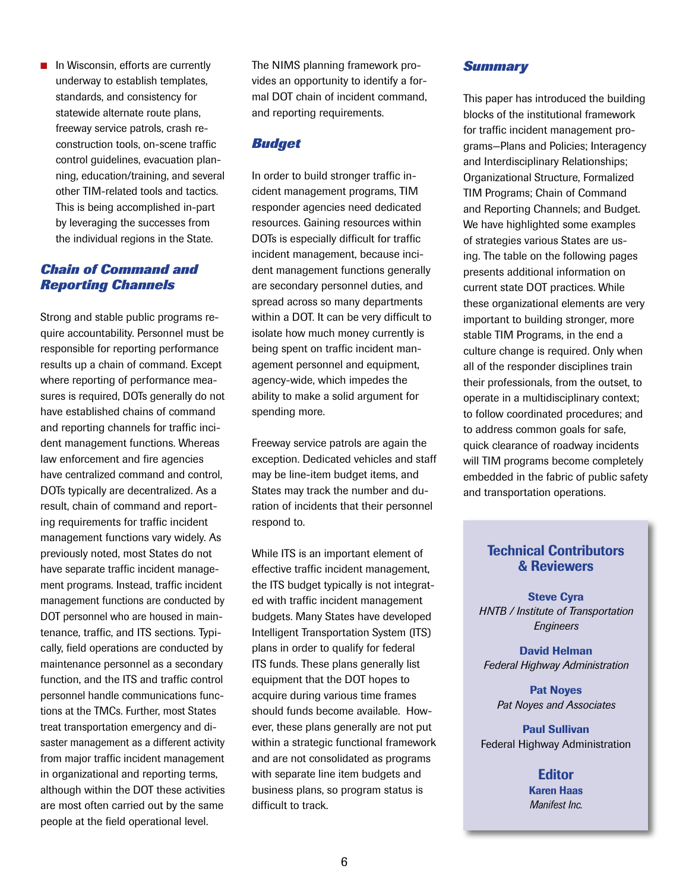- In Wisconsin, efforts are currently underway to establish templates, standards, and consistency for statewide alternate route plans, freeway service patrols, crash reconstruction tools, on-scene traffic control guidelines, evacuation planning, education/training, and several other TIM-related tools and tactics. This is being accomplished in-part by leveraging the successes from the individual regions in the State.

## *Chain of Command and Reporting Channels*

Strong and stable public programs require accountability. Personnel must be responsible for reporting performance results up a chain of command. Except where reporting of performance measures is required, DOTs generally do not have established chains of command and reporting channels for traffic incident management functions. Whereas law enforcement and fire agencies have centralized command and control, DOTs typically are decentralized. As a result, chain of command and reporting requirements for traffic incident management functions vary widely. As previously noted, most States do not have separate traffic incident management programs. Instead, traffic incident management functions are conducted by DOT personnel who are housed in maintenance, traffic, and ITS sections. Typically, field operations are conducted by maintenance personnel as a secondary function, and the ITS and traffic control personnel handle communications functions at the TMCs. Further, most States treat transportation emergency and disaster management as a different activity from major traffic incident management in organizational and reporting terms, although within the DOT these activities are most often carried out by the same people at the field operational level.

The NIMS planning framework provides an opportunity to identify a formal DOT chain of incident command, and reporting requirements.

## *Budget*

In order to build stronger traffic incident management programs, TIM responder agencies need dedicated resources. Gaining resources within DOTs is especially difficult for traffic incident management, because incident management functions generally are secondary personnel duties, and spread across so many departments within a DOT. It can be very difficult to isolate how much money currently is being spent on traffic incident management personnel and equipment, agency-wide, which impedes the ability to make a solid argument for spending more.

Freeway service patrols are again the exception. Dedicated vehicles and staff may be line-item budget items, and States may track the number and duration of incidents that their personnel respond to.

While ITS is an important element of effective traffic incident management, the ITS budget typically is not integrated with traffic incident management budgets. Many States have developed Intelligent Transportation System (ITS) plans in order to qualify for federal ITS funds. These plans generally list equipment that the DOT hopes to acquire during various time frames should funds become available. However, these plans generally are not put within a strategic functional framework and are not consolidated as programs with separate line item budgets and business plans, so program status is difficult to track.

## *Summary*

This paper has introduced the building blocks of the institutional framework for traffic incident management programs—Plans and Policies; Interagency and Interdisciplinary Relationships; Organizational Structure, Formalized TIM Programs; Chain of Command and Reporting Channels; and Budget. We have highlighted some examples of strategies various States are using. The table on the following pages presents additional information on current state DOT practices. While these organizational elements are very important to building stronger, more stable TIM Programs, in the end a culture change is required. Only when all of the responder disciplines train their professionals, from the outset, to operate in a multidisciplinary context; to follow coordinated procedures; and to address common goals for safe, quick clearance of roadway incidents will TIM programs become completely embedded in the fabric of public safety and transportation operations.

### Technical Contributors & Reviewers

**Steve Cyra**
*HNTB / Institute of Transportation Engineers*

**David Helman**
*Federal Highway Administration*

**Pat Noyes**
*Pat Noyes and Associates*

**Paul Sullivan**
Federal Highway Administration

### Editor

**Karen Haas**
*Manifest Inc.*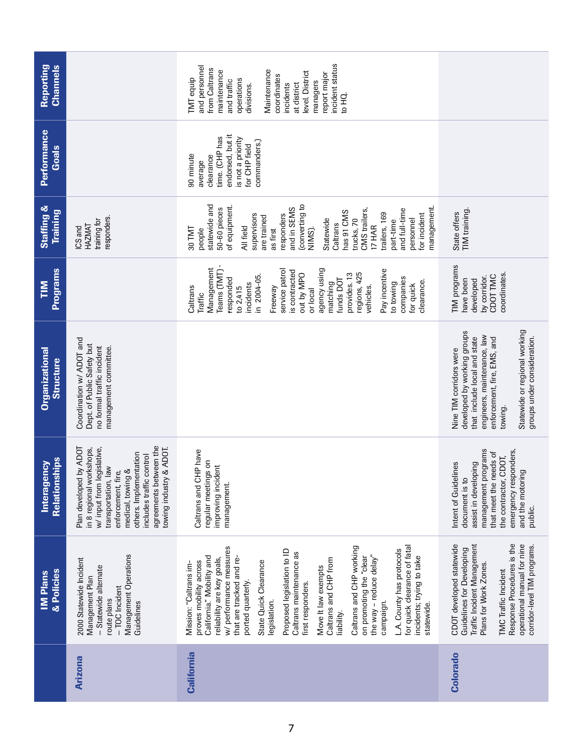| | IM Plans & Policies | Interagency Relationships | Organizational Structure | TIM Programs | Staffing & Training | Performance Goals | Reporting Channels |
|---|---|---|---|---|---|---|---|
| **Arizona** | 2000 Statewide Incident Management Plan<br>– Statewide alternate route plans<br>– TOC Incident Management Operations Guidelines | Plan developed by ADOT in 8 regional workshops, w/ input from legislative, transportation, law enforcement, fire, medical, towing & others. Implementation includes traffic control agreements between the towing industry & ADOT. | Coordination w/ ADOT and Dept. of Public Safety but no formal traffic incident management committee. | | ICS and HAZMAT training for responders. | | |
| **California** | Mission: "Caltrans improves mobility across California." Mobility and reliability are key goals, w/ performance measures that are tracked and reported quarterly.<br>State Quick Clearance legislation.<br>Proposed legislation to ID Caltrans maintenance as first responders.<br>Move It law exempts Caltrans and CHP from liability.<br>Caltrans and CHP working on promoting the "clear the way – reduce delay" campaign.<br>L.A. County has protocols for quick clearance of fatal incidents; trying to take statewide. | Caltrans and CHP have regular meetings on improving incident management. | | Caltrans Traffic Management Teams (TMT) - responded to 2,415 incidents in 2004-05.<br>Freeway service patrol is contracted out by MPO or local agency using matching funds DOT provides. 13 regions, 425 vehicles.<br>Pay incentive to towing companies for quick clearance. | 30 TMT people statewide and 50-60 pieces of equipment.<br>All field supervisors are trained as first responders and in SEMS (converting to NIMS).<br>Statewide Caltrans has 91 CMS trucks, 70 CMS trailers, 17 HAR trailers, 169 part-time and full-time personnel for incident management. | 90 minute average clearance time. (CHP has endorsed, but it is not a priority for CHP field commanders.) | TMT equip and personnel from Caltrans maintenance and traffic operations divisions.<br>Maintenance coordinates incidents at district level. District managers report major incident status to HQ. |
| **Colorado** | CDOT developed statewide Guidelines for Developing Traffic Incident Management Plans for Work Zones.<br>TMC Traffic Incident Response Procedures is the operational manual for nine corridor-level TIM programs. | Intent of Guidelines document is to assist in developing management programs that meet the needs of the contractor, CDOT, emergency responders, and the motoring public. | Nine TIM corridors were developed by working groups that include local and state engineers, maintenance, law enforcement, fire, EMS, and towing.<br>Statewide or regional working groups under consideration. | TIM programs have been developed by corridor. CDOT TMC coordinates. | State offers TIM training. | | |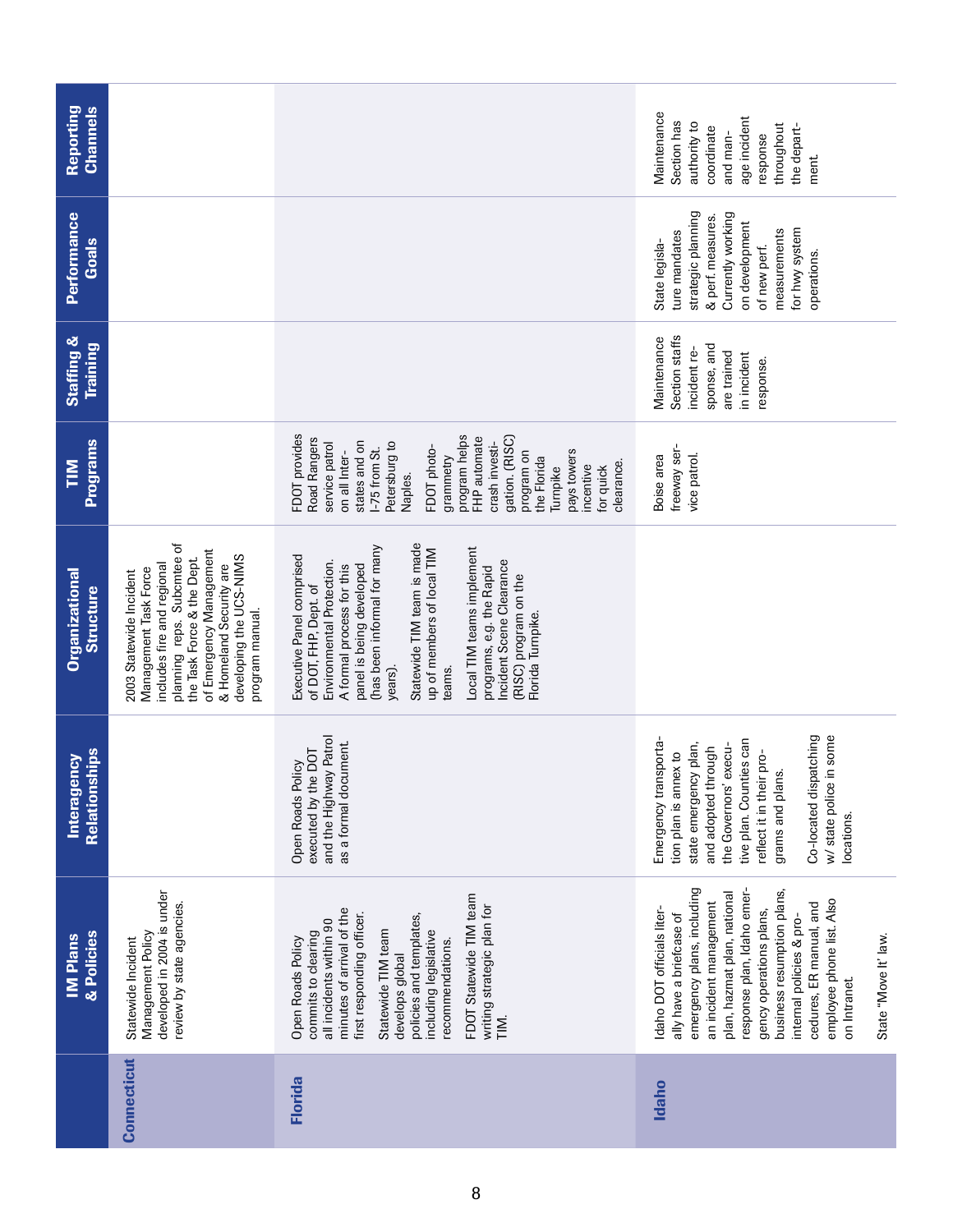| | IM Plans & Policies | Interagency Relationships | Organizational Structure | TIM Programs | Staffing & Training | Performance Goals | Reporting Channels |
|---|---|---|---|---|---|---|---|
| **Connecticut** | Statewide Incident Management Policy developed in 2004 is under review by state agencies. | | 2003 Statewide Incident Management Task Force includes fire and regional planning reps. Subcmtee of the Task Force & the Dept. of Emergency Management & Homeland Security are developing the UCS-NIMS program manual. | | | | |
| **Florida** | Open Roads Policy commits to clearing all incidents within 90 minutes of arrival of the first responding officer.<br><br>Statewide TIM team develops global policies and templates, including legislative recommendations.<br><br>FDOT Statewide TIM team writing strategic plan for TIM. | Open Roads Policy executed by the DOT and the Highway Patrol as a formal document. | Executive Panel comprised of DOT, FHP, Dept. of Environmental Protection. A formal process for this panel is being developed (has been informal for many years).<br><br>Statewide TIM team is made up of members of local TIM teams.<br><br>Local TIM teams implement programs, e.g. the Rapid Incident Scene Clearance (RISC) program on the Florida Turnpike. | FDOT provides Road Rangers service patrol on all Interstates and on I-75 from St. Petersburg to Naples.<br><br>FDOT photogrammetry program helps FHP automate crash investigation. (RISC) program on the Florida Turnpike pays towers incentive for quick clearance. | | | |
| **Idaho** | Idaho DOT officials literally have a briefcase of emergency plans, including an incident management plan, hazmat plan, national response plan, Idaho emergency operations plans, business resumption plans, internal policies & procedures, ER manual, and employee phone list. Also on Intranet.<br><br>State "Move It" law. | Emergency transportation plan is annex to state emergency plan, and adopted through the Governors' executive plan. Counties can reflect it in their programs and plans.<br><br>Co-located dispatching w/ state police in some locations. | | Boise area freeway service patrol. | Maintenance Section staffs incident response, and are trained in incident response. | State legislature mandates strategic planning & perf. measures. Currently working on development of new perf. measurements for hwy system operations. | Maintenance Section has authority to coordinate and manage incident response throughout the department. |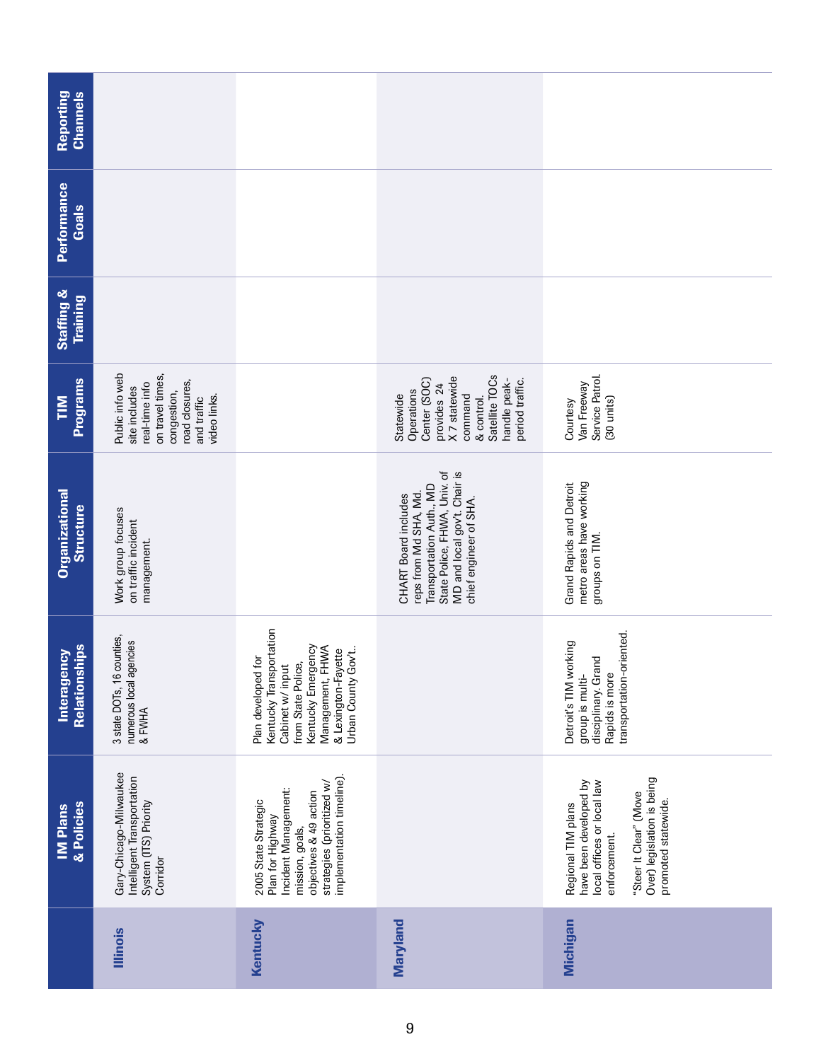| | IM Plans & Policies | Interagency Relationships | Organizational Structure | TIM Programs | Staffing & Training | Performance Goals | Reporting Channels |
|---|---|---|---|---|---|---|---|
| **Illinois** | Gary-Chicago-Milwaukee Intelligent Transportation System (ITS) Priority Corridor | 3 state DOTs, 16 counties, numerous local agencies & FWHA | Work group focuses on traffic incident management. | Public info web site includes real-time info on travel times, congestion, road closures, and traffic video links. | | | |
| **Kentucky** | 2005 State Strategic Plan for Highway Incident Management: mission, goals, objectives & 49 action strategies (prioritized w/ implementation timeline). | Plan developed for Kentucky Transportation Cabinet w/ input from State Police, Kentucky Emergency Management, FHWA & Lexington-Fayette Urban County Gov't.. | | | | | |
| **Maryland** | | | CHART Board includes reps from Md SHA, Md. Transportation Auth., MD State Police, FHWA, Univ. of MD and local gov't. Chair is chief engineer of SHA. | Statewide Operations Center (SOC) provides 24 X 7 statewide command & control. Satellite TOCs handle peak-period traffic. | | | |
| **Michigan** | Regional TIM plans have been developed by local offices or local law enforcement.<br><br>"Steer It Clear" (Move Over) legislation is being promoted statewide. | Detroit's TIM working group is multi-disciplinary. Grand Rapids is more transportation-oriented. | Grand Rapids and Detroit metro areas have working groups on TIM. | Courtesy Van Freeway Service Patrol. (30 units) | | | |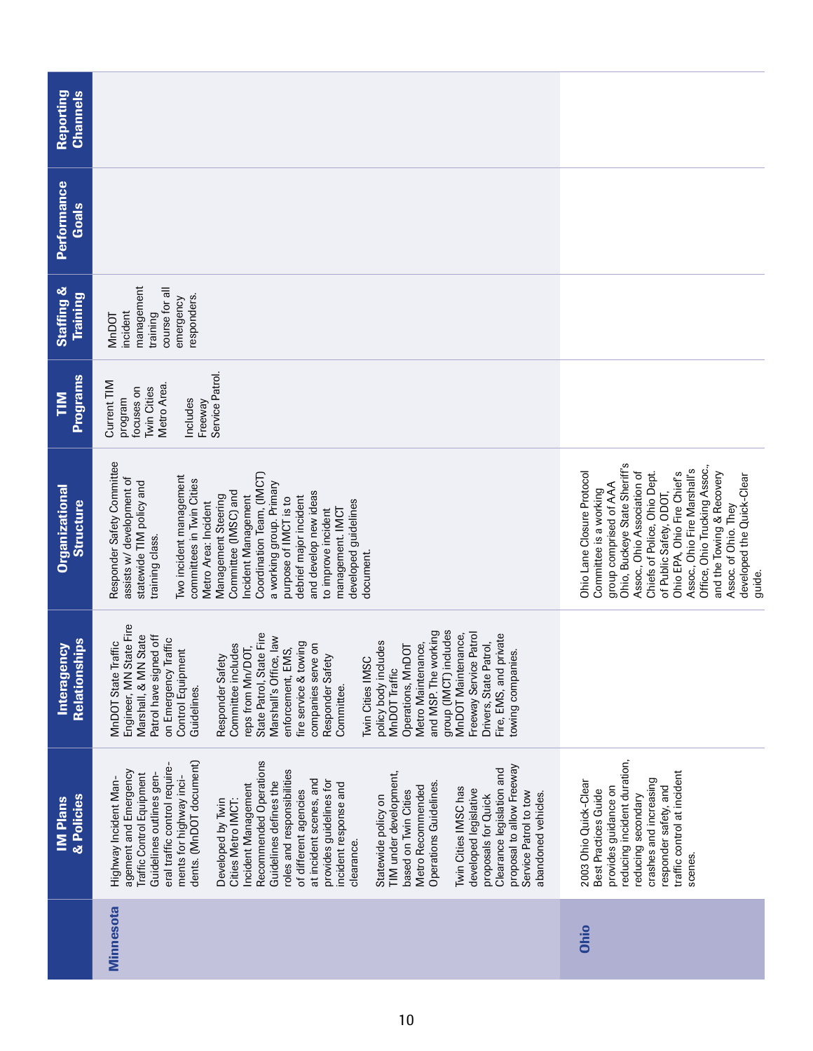| | IM Plans & Policies | Interagency Relationships | Organizational Structure | TIM Programs | Staffing & Training | Performance Goals | Reporting Channels |
|---|---|---|---|---|---|---|---|
| **Minnesota** | Highway Incident Management and Emergency Traffic Control Equipment Guidelines outlines general traffic control requirements for highway incidents. (MnDOT document)<br><br>Developed by Twin Cities Metro IMCT: Incident Management Recommended Operations Guidelines defines the roles and responsibilities of different agencies at incident scenes, and provides guidelines for incident response and clearance.<br><br>Statewide policy on TIM under development, based on Twin Cities Metro Recommended Operations Guidelines.<br><br>Twin Cities IMSC has developed legislative proposals for Quick Clearance legislation and proposal to allow Freeway Service Patrol to tow abandoned vehicles. | MnDOT State Traffic Engineer, MN State Fire Marshall, & MN State Patrol have signed off on Emergency Traffic Control Equipment Guidelines.<br><br>Responder Safety Committee includes reps from Mn/DOT, State Patrol, State Fire Marshall's Office, law enforcement, EMS, fire service & towing companies serve on Responder Safety Committee.<br><br>Twin Cities IMSC policy body includes MnDOT Traffic Operations, MnDOT Metro Maintenance, and MSP. The working group (IMCT) includes MnDOT Maintenance, Freeway Service Patrol Drivers, State Patrol, Fire, EMS, and private towing companies. | Responder Safety Committee assists w/ development of statewide TIM policy and training class.<br><br>Two incident management committees in Twin Cities Metro Area: Incident Management Steering Committee (IMSC) and Incident Management Coordination Team, (IMCT) a working group. Primary purpose of IMCT is to debrief major incident and develop new ideas to improve incident management. IMCT developed guidelines document. | Current TIM program focuses on Twin Cities Metro Area.<br><br>Includes Freeway Service Patrol. | MnDOT incident management training course for all emergency responders. | | |
| **Ohio** | 2003 Ohio Quick-Clear Best Practices Guide provides guidance on reducing incident duration, reducing secondary crashes and increasing responder safety, and traffic control at incident scenes. | | Ohio Lane Closure Protocol Committee is a working group comprised of AAA Ohio, Buckeye State Sheriff's Assoc., Ohio Association of Chiefs of Police, Ohio Dept. of Public Safety, ODOT, Ohio EPA, Ohio Fire Chief's Assoc., Ohio Fire Marshall's Office, Ohio Trucking Assoc., and the Towing & Recovery Assoc. of Ohio. They developed the Quick-Clear guide. | | | | |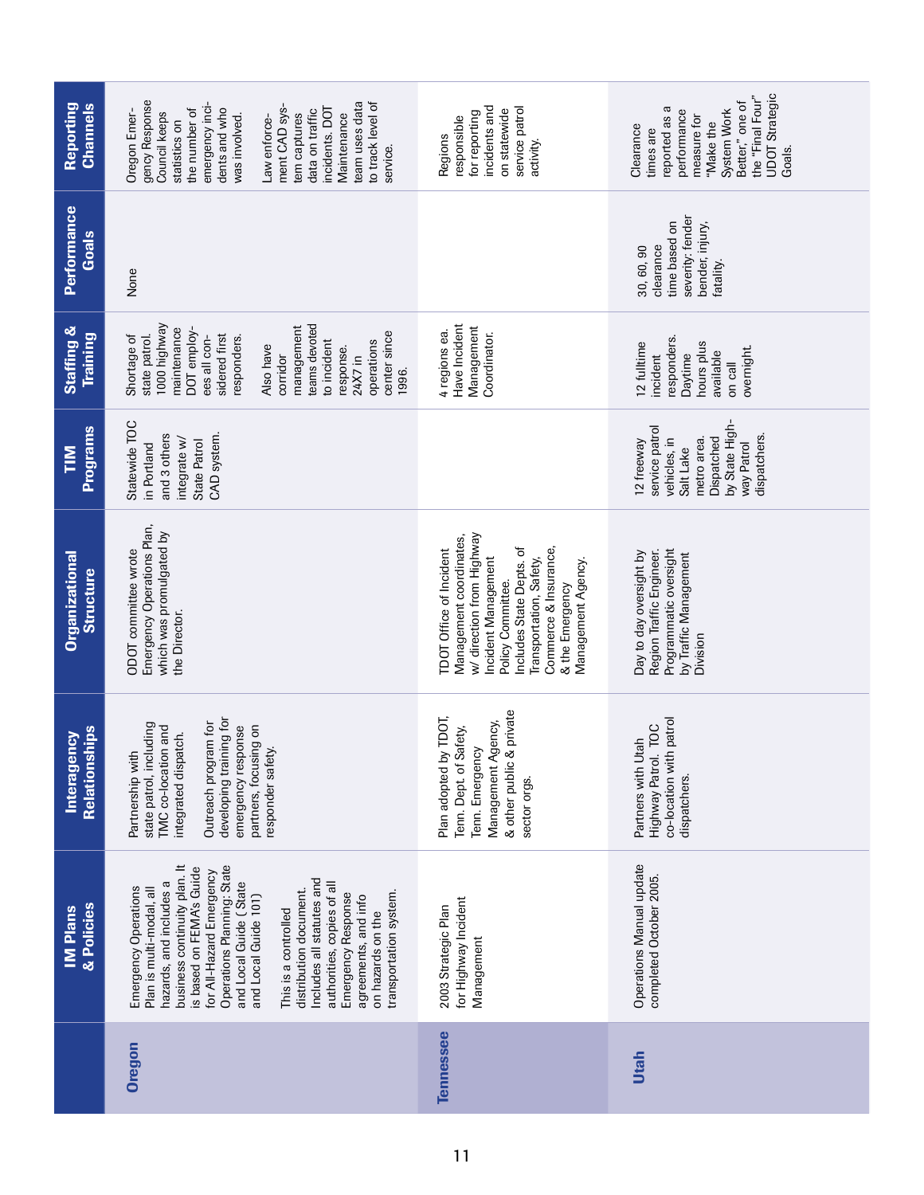| | IM Plans & Policies | Interagency Relationships | Organizational Structure | TIM Programs | Staffing & Training | Performance Goals | Reporting Channels |
|---|---|---|---|---|---|---|---|
| **Oregon** | Emergency Operations Plan is multi-modal, all hazards, and includes a business continuity plan. It is based on FEMA's Guide for All-Hazard Emergency Operations Planning: State and Local Guide (State and Local Guide 101)<br><br>This is a controlled distribution document. Includes all statutes and authorities, copies of all Emergency Response agreements, and info on hazards on the transportation system. | Partnership with state patrol, including TMC co-location and integrated dispatch.<br><br>Outreach program for developing training for emergency response partners, focusing on responder safety. | ODOT committee wrote Emergency Operations Plan, which was promulgated by the Director. | Statewide TOC in Portland and 3 others integrate w/ State Patrol CAD system. | Shortage of state patrol. 1000 highway maintenance DOT employees all considered first responders.<br><br>Also have corridor management teams devoted to incident response. 24X7 in operations center since 1996. | None | Oregon Emergency Response Council keeps statistics on the number of emergency incidents and who was involved.<br><br>Law enforcement CAD system captures data on traffic incidents. DOT Maintenance team uses data to track level of service. |
| **Tennessee** | 2003 Strategic Plan for Highway Incident Management | Plan adopted by TDOT, Tenn. Dept. of Safety, Tenn. Emergency Management Agency, & other public & private sector orgs. | TDOT Office of Incident Management coordinates, w/ direction from Highway Incident Management Policy Committee. Includes State Depts. of Transportation, Safety, Commerce & Insurance, & the Emergency Management Agency. | | 4 regions ea. Have Incident Management Coordinator. | | Regions responsible for reporting incidents and on statewide service patrol activity. |
| **Utah** | Operations Manual update completed October 2005. | Partners with Utah Highway Patrol. TOC co-location with patrol dispatchers. | Day to day oversight by Region Traffic Engineer. Programmatic oversight by Traffic Management Division | 12 freeway service patrol vehicles, in Salt Lake metro area. Dispatched by State Highway Patrol dispatchers. | 12 fulltime incident responders. Daytime hours plus available on call overnight. | 30, 60, 90 clearance time based on severity: fender bender, injury, fatality. | Clearance times are reported as a performance measure for "Make the System Work Better," one of the "Final Four" UDOT Strategic Goals. |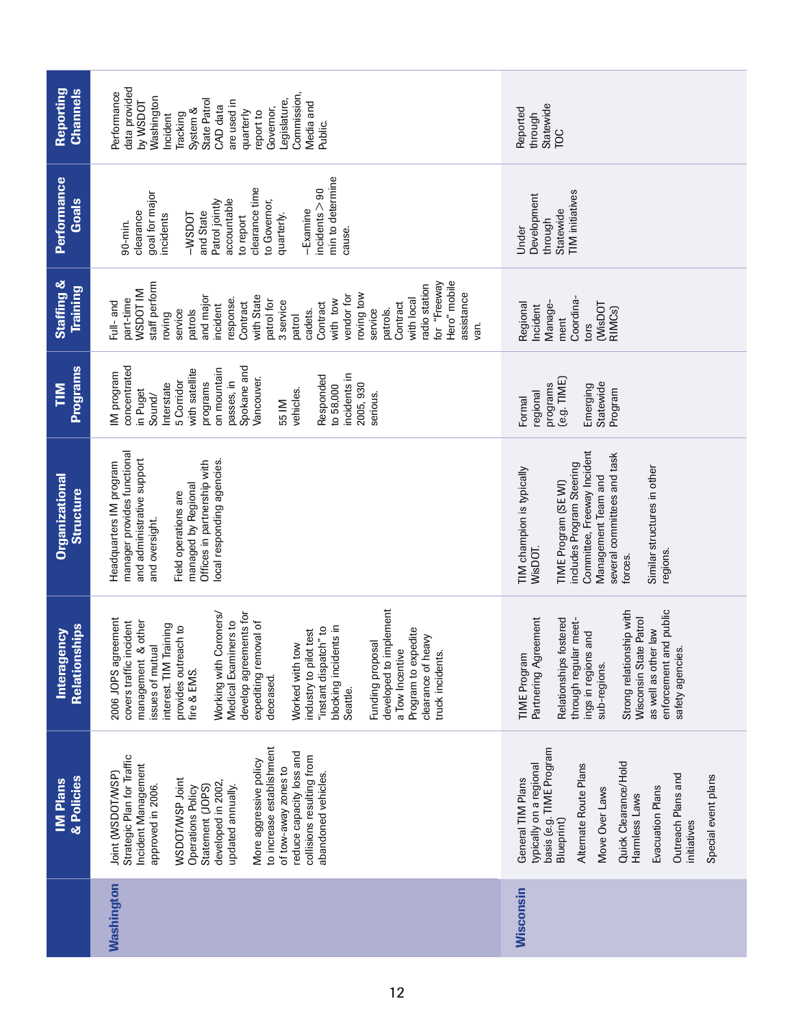| | IM Plans & Policies | Interagency Relationships | Organizational Structure | TIM Programs | Staffing & Training | Performance Goals | Reporting Channels |
|---|---|---|---|---|---|---|---|
| **Washington** | Joint (WSDOT/WSP) Strategic Plan for Traffic Incident Management approved in 2006.<br><br>WSDOT/WSP Joint Operations Policy Statement (JOPS) developed in 2002, updated annually.<br><br>More aggressive policy to increase establishment of tow-away zones to reduce capacity loss and collisions resulting from abandoned vehicles. | 2006 JOPS agreement covers traffic incident management & other issues of mutual interest. TIM Training provides outreach to fire & EMS.<br><br>Working with Coroners/ Medical Examiners to develop agreements for expediting removal of deceased.<br><br>Worked with tow industry to pilot test "instant dispatch" to blocking incidents in Seattle.<br><br>Funding proposal developed to implement a Tow Incentive Program to expedite clearance of heavy truck incidents. | Headquarters IM program manager provides functional and administrative support and oversight.<br><br>Field operations are managed by Regional Offices in partnership with local responding agencies. | IM program concentrated in Puget Sound/ Interstate 5 Corridor with satellite programs on mountain passes, in Spokane and Vancouver.<br><br>55 IM vehicles.<br><br>Responded to 58,000 incidents in 2005, 930 serious. | Full- and part-time WSDOT IM staff perform roving service patrols and major incident response. Contract with State patrol for 3 service patrol cadets. Contract with tow vendor for roving tow service patrols. Contract with local radio station for "Freeway Hero" mobile assistance van. | 90-min. clearance goal for major incidents<br><br>–WSDOT and State Patrol jointly accountable to report clearance time to Governor, quarterly.<br><br>–Examine incidents > 90 min to determine cause. | Performance data provided by WSDOT Washington Incident Tracking System & State Patrol CAD data are used in quarterly report to Governor, Legislature, Commission, Media and Public. |
| **Wisconsin** | General TIM Plans typically on a regional basis (e.g. TIME Program Blueprint)<br><br>Alternate Route Plans<br><br>Move Over Laws<br><br>Quick Clearance/Hold Harmless Laws<br><br>Evacuation Plans<br><br>Outreach Plans and initiatives<br><br>Special event plans | TIME Program Partnering Agreement<br><br>Relationships fostered through regular meetings in regions and sub-regions.<br><br>Strong relationship with Wisconsin State Patrol as well as other law enforcement and public safety agencies. | TIM champion is typically WisDOT.<br><br>TIME Program (SE WI) includes Program Steering Committee, Freeway Incident Management Team and several committees and task forces.<br><br>Similar structures in other regions. | Formal regional programs (e.g. TIME)<br><br>Emerging Statewide Program | Regional Incident Management Coordinators (WisDOT RIMCs) | Under Development through Statewide TIM initiatives | Reported through Statewide TOC |